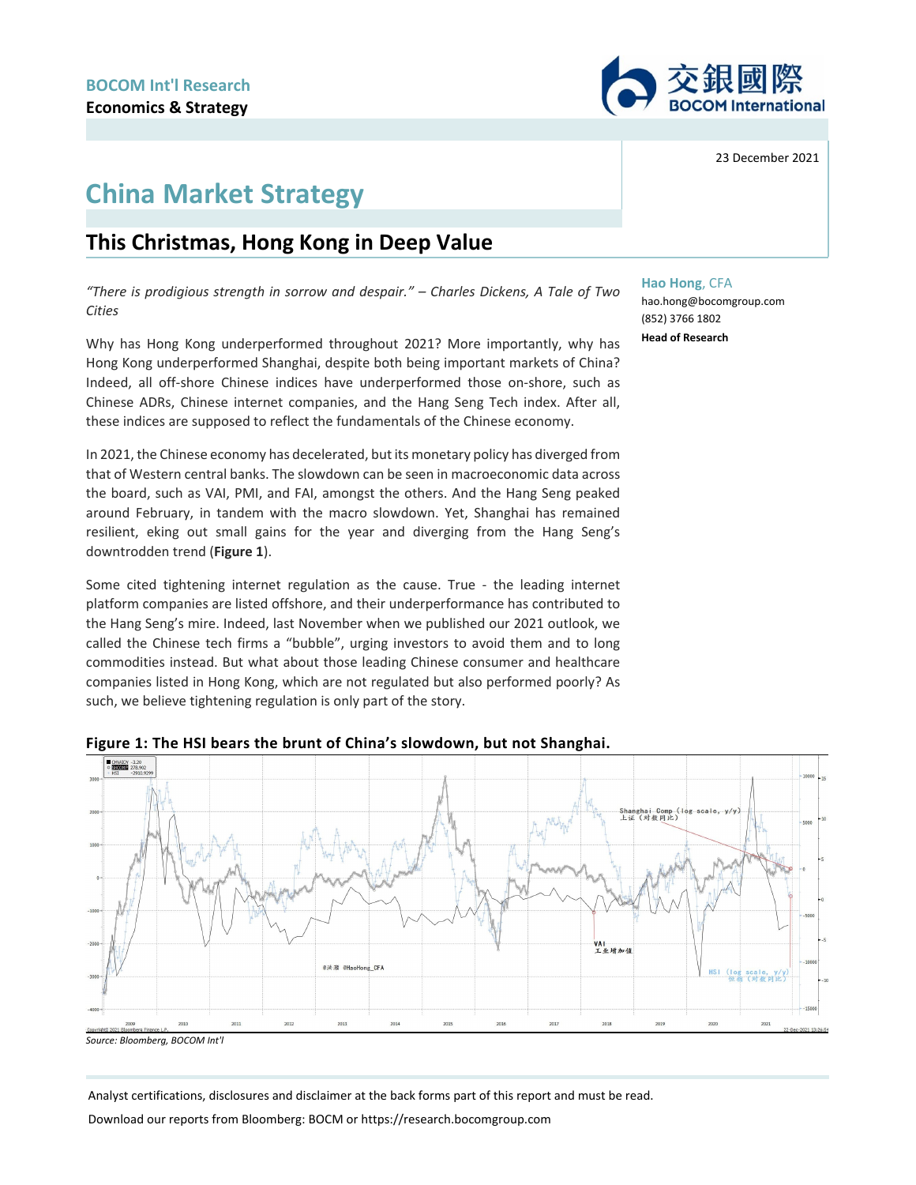BOCOM Int'l Research

Economics & Strategy

23 December 2021

# China Market Strategy

## This Christmas, Hong Kong in Deep Value

**Hao Hong**, CFA
hao.hong@bocomgroup.com
(852) 3766 1802
**Head of Research**

*"There is prodigious strength in sorrow and despair." – Charles Dickens, A Tale of Two Cities*

Why has Hong Kong underperformed throughout 2021? More importantly, why has Hong Kong underperformed Shanghai, despite both being important markets of China? Indeed, all off-shore Chinese indices have underperformed those on-shore, such as Chinese ADRs, Chinese internet companies, and the Hang Seng Tech index. After all, these indices are supposed to reflect the fundamentals of the Chinese economy.

In 2021, the Chinese economy has decelerated, but its monetary policy has diverged from that of Western central banks. The slowdown can be seen in macroeconomic data across the board, such as VAI, PMI, and FAI, amongst the others. And the Hang Seng peaked around February, in tandem with the macro slowdown. Yet, Shanghai has remained resilient, eking out small gains for the year and diverging from the Hang Seng's downtrodden trend (**Figure 1**).

Some cited tightening internet regulation as the cause. True - the leading internet platform companies are listed offshore, and their underperformance has contributed to the Hang Seng's mire. Indeed, last November when we published our 2021 outlook, we called the Chinese tech firms a "bubble", urging investors to avoid them and to long commodities instead. But what about those leading Chinese consumer and healthcare companies listed in Hong Kong, which are not regulated but also performed poorly? As such, we believe tightening regulation is only part of the story.

**Figure 1: The HSI bears the brunt of China's slowdown, but not Shanghai.**

*Source: Bloomberg, BOCOM Int'l*

Analyst certifications, disclosures and disclaimer at the back forms part of this report and must be read.

Download our reports from Bloomberg: BOCM or https://research.bocomgroup.com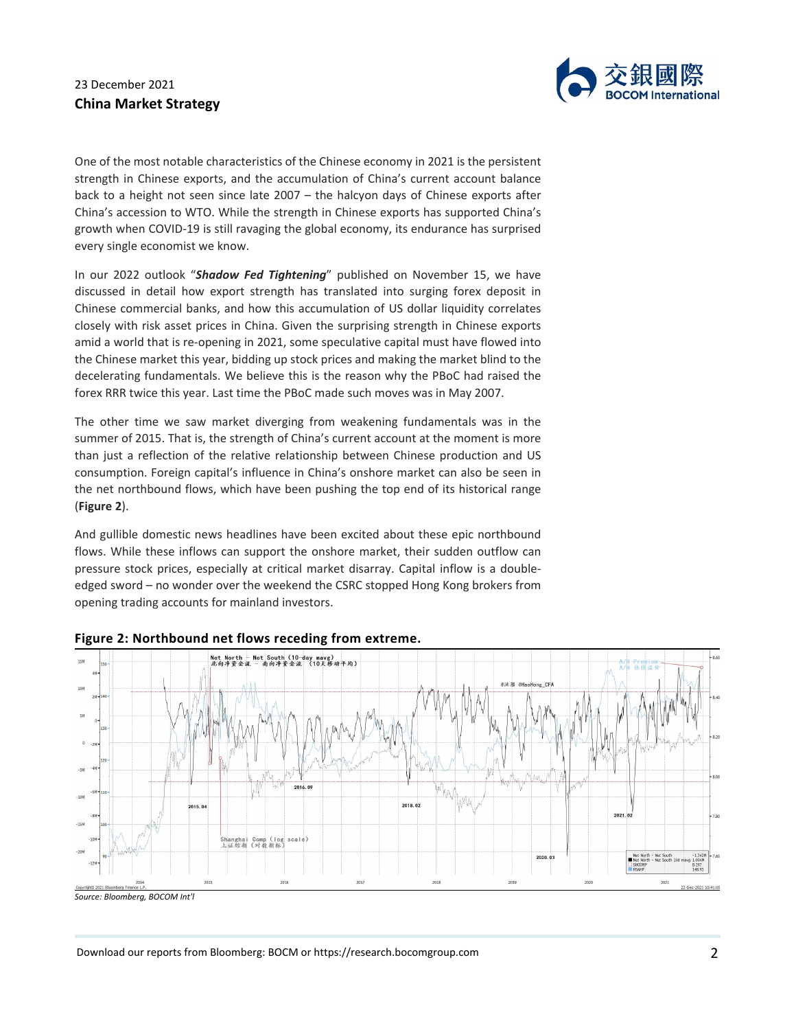One of the most notable characteristics of the Chinese economy in 2021 is the persistent strength in Chinese exports, and the accumulation of China's current account balance back to a height not seen since late 2007 – the halcyon days of Chinese exports after China's accession to WTO. While the strength in Chinese exports has supported China's growth when COVID-19 is still ravaging the global economy, its endurance has surprised every single economist we know.

In our 2022 outlook "***Shadow Fed Tightening***" published on November 15, we have discussed in detail how export strength has translated into surging forex deposit in Chinese commercial banks, and how this accumulation of US dollar liquidity correlates closely with risk asset prices in China. Given the surprising strength in Chinese exports amid a world that is re-opening in 2021, some speculative capital must have flowed into the Chinese market this year, bidding up stock prices and making the market blind to the decelerating fundamentals. We believe this is the reason why the PBoC had raised the forex RRR twice this year. Last time the PBoC made such moves was in May 2007.

The other time we saw market diverging from weakening fundamentals was in the summer of 2015. That is, the strength of China's current account at the moment is more than just a reflection of the relative relationship between Chinese production and US consumption. Foreign capital's influence in China's onshore market can also be seen in the net northbound flows, which have been pushing the top end of its historical range (**Figure 2**).

And gullible domestic news headlines have been excited about these epic northbound flows. While these inflows can support the onshore market, their sudden outflow can pressure stock prices, especially at critical market disarray. Capital inflow is a double-edged sword – no wonder over the weekend the CSRC stopped Hong Kong brokers from opening trading accounts for mainland investors.

**Figure 2: Northbound net flows receding from extreme.**

*Source: Bloomberg, BOCOM Int'l*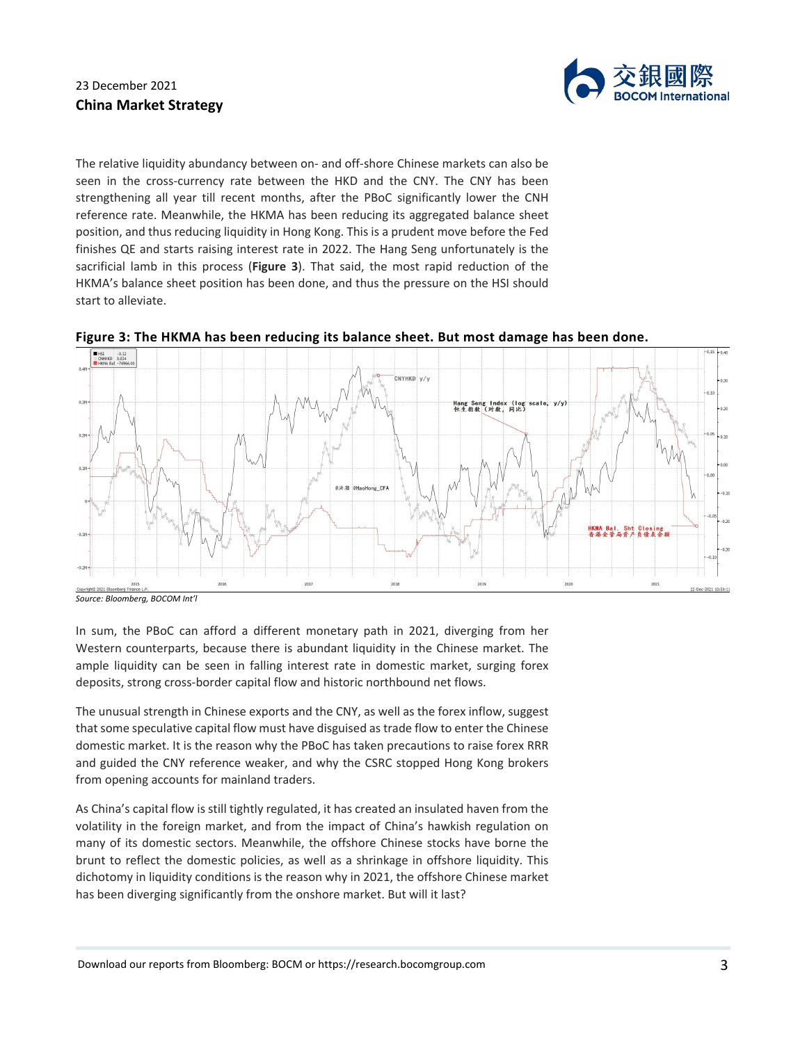The relative liquidity abundancy between on- and off-shore Chinese markets can also be seen in the cross-currency rate between the HKD and the CNY. The CNY has been strengthening all year till recent months, after the PBoC significantly lower the CNH reference rate. Meanwhile, the HKMA has been reducing its aggregated balance sheet position, and thus reducing liquidity in Hong Kong. This is a prudent move before the Fed finishes QE and starts raising interest rate in 2022. The Hang Seng unfortunately is the sacrificial lamb in this process (**Figure 3**). That said, the most rapid reduction of the HKMA's balance sheet position has been done, and thus the pressure on the HSI should start to alleviate.

**Figure 3: The HKMA has been reducing its balance sheet. But most damage has been done.**

*Source: Bloomberg, BOCOM Int'l*

In sum, the PBoC can afford a different monetary path in 2021, diverging from her Western counterparts, because there is abundant liquidity in the Chinese market. The ample liquidity can be seen in falling interest rate in domestic market, surging forex deposits, strong cross-border capital flow and historic northbound net flows.

The unusual strength in Chinese exports and the CNY, as well as the forex inflow, suggest that some speculative capital flow must have disguised as trade flow to enter the Chinese domestic market. It is the reason why the PBoC has taken precautions to raise forex RRR and guided the CNY reference weaker, and why the CSRC stopped Hong Kong brokers from opening accounts for mainland traders.

As China's capital flow is still tightly regulated, it has created an insulated haven from the volatility in the foreign market, and from the impact of China's hawkish regulation on many of its domestic sectors. Meanwhile, the offshore Chinese stocks have borne the brunt to reflect the domestic policies, as well as a shrinkage in offshore liquidity. This dichotomy in liquidity conditions is the reason why in 2021, the offshore Chinese market has been diverging significantly from the onshore market. But will it last?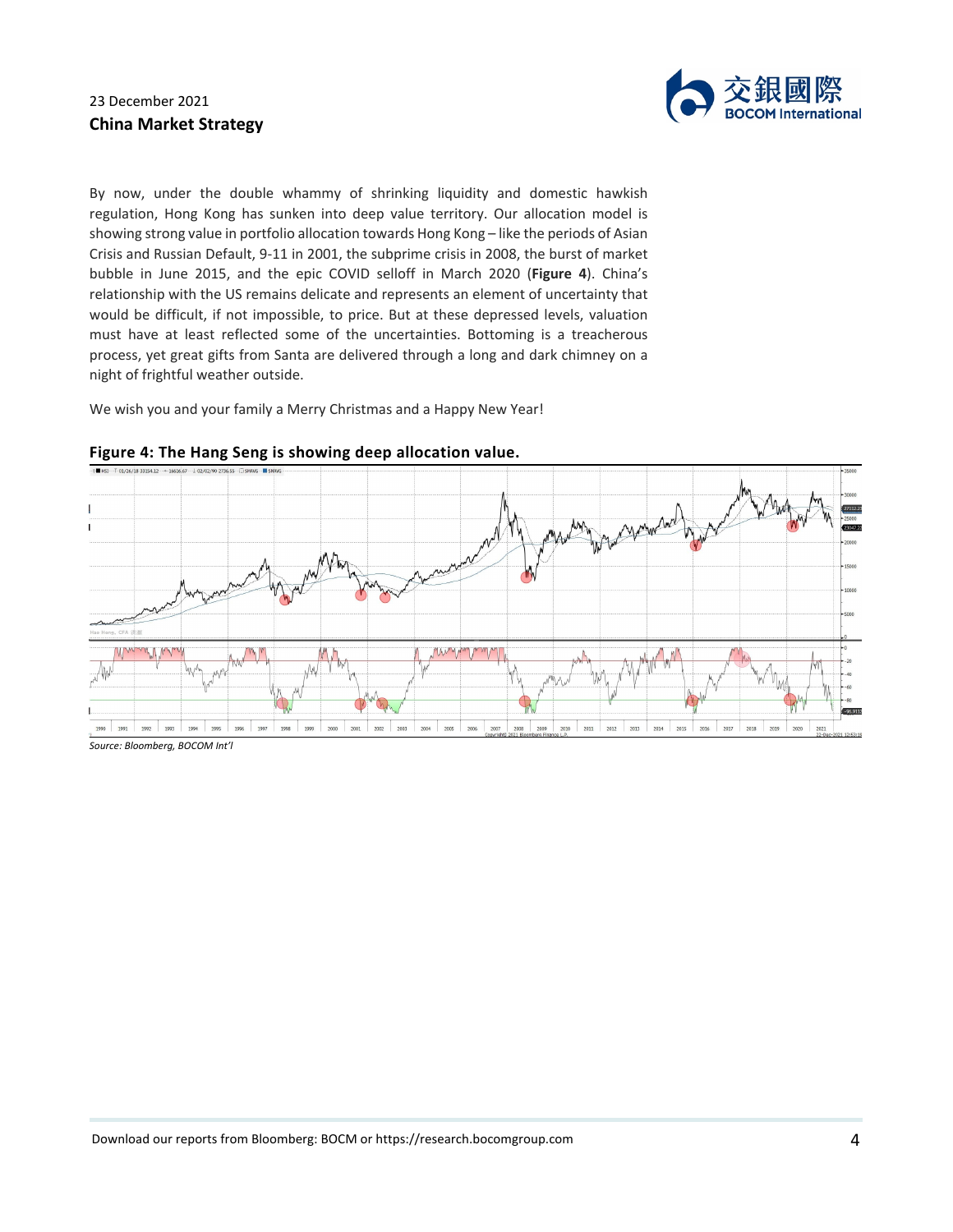By now, under the double whammy of shrinking liquidity and domestic hawkish regulation, Hong Kong has sunken into deep value territory. Our allocation model is showing strong value in portfolio allocation towards Hong Kong – like the periods of Asian Crisis and Russian Default, 9-11 in 2001, the subprime crisis in 2008, the burst of market bubble in June 2015, and the epic COVID selloff in March 2020 (**Figure 4**). China's relationship with the US remains delicate and represents an element of uncertainty that would be difficult, if not impossible, to price. But at these depressed levels, valuation must have at least reflected some of the uncertainties. Bottoming is a treacherous process, yet great gifts from Santa are delivered through a long and dark chimney on a night of frightful weather outside.

We wish you and your family a Merry Christmas and a Happy New Year!

**Figure 4: The Hang Seng is showing deep allocation value.**

*Source: Bloomberg, BOCOM Int'l*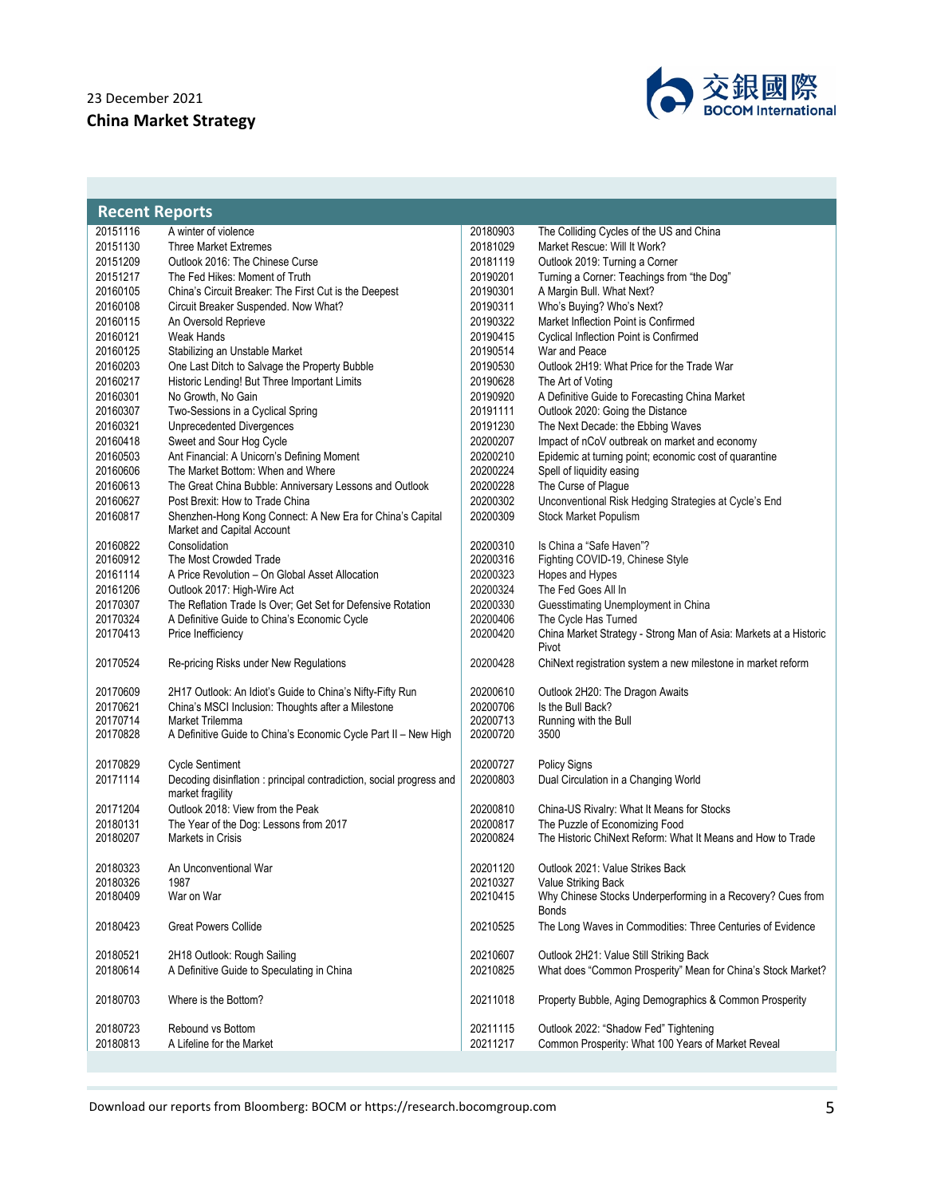## Recent Reports

| | | | |
|---|---|---|---|
| 20151116 | A winter of violence | 20180903 | The Colliding Cycles of the US and China |
| 20151130 | Three Market Extremes | 20181029 | Market Rescue: Will It Work? |
| 20151209 | Outlook 2016: The Chinese Curse | 20181119 | Outlook 2019: Turning a Corner |
| 20151217 | The Fed Hikes: Moment of Truth | 20190201 | Turning a Corner: Teachings from "the Dog" |
| 20160105 | China's Circuit Breaker: The First Cut is the Deepest | 20190301 | A Margin Bull. What Next? |
| 20160108 | Circuit Breaker Suspended. Now What? | 20190311 | Who's Buying? Who's Next? |
| 20160115 | An Oversold Reprieve | 20190322 | Market Inflection Point is Confirmed |
| 20160121 | Weak Hands | 20190415 | Cyclical Inflection Point is Confirmed |
| 20160125 | Stabilizing an Unstable Market | 20190514 | War and Peace |
| 20160203 | One Last Ditch to Salvage the Property Bubble | 20190530 | Outlook 2H19: What Price for the Trade War |
| 20160217 | Historic Lending! But Three Important Limits | 20190628 | The Art of Voting |
| 20160301 | No Growth, No Gain | 20190920 | A Definitive Guide to Forecasting China Market |
| 20160307 | Two-Sessions in a Cyclical Spring | 20191111 | Outlook 2020: Going the Distance |
| 20160321 | Unprecedented Divergences | 20191230 | The Next Decade: the Ebbing Waves |
| 20160418 | Sweet and Sour Hog Cycle | 20200207 | Impact of nCoV outbreak on market and economy |
| 20160503 | Ant Financial: A Unicorn's Defining Moment | 20200210 | Epidemic at turning point; economic cost of quarantine |
| 20160606 | The Market Bottom: When and Where | 20200224 | Spell of liquidity easing |
| 20160613 | The Great China Bubble: Anniversary Lessons and Outlook | 20200228 | The Curse of Plague |
| 20160627 | Post Brexit: How to Trade China | 20200302 | Unconventional Risk Hedging Strategies at Cycle's End |
| 20160817 | Shenzhen-Hong Kong Connect: A New Era for China's Capital Market and Capital Account | 20200309 | Stock Market Populism |
| 20160822 | Consolidation | 20200310 | Is China a "Safe Haven"? |
| 20160912 | The Most Crowded Trade | 20200316 | Fighting COVID-19, Chinese Style |
| 20161114 | A Price Revolution – On Global Asset Allocation | 20200323 | Hopes and Hypes |
| 20161206 | Outlook 2017: High-Wire Act | 20200324 | The Fed Goes All In |
| 20170307 | The Reflation Trade Is Over; Get Set for Defensive Rotation | 20200330 | Guesstimating Unemployment in China |
| 20170324 | A Definitive Guide to China's Economic Cycle | 20200406 | The Cycle Has Turned |
| 20170413 | Price Inefficiency | 20200420 | China Market Strategy - Strong Man of Asia: Markets at a Historic Pivot |
| 20170524 | Re-pricing Risks under New Regulations | 20200428 | ChiNext registration system a new milestone in market reform |
| 20170609 | 2H17 Outlook: An Idiot's Guide to China's Nifty-Fifty Run | 20200610 | Outlook 2H20: The Dragon Awaits |
| 20170621 | China's MSCI Inclusion: Thoughts after a Milestone | 20200706 | Is the Bull Back? |
| 20170714 | Market Trilemma | 20200713 | Running with the Bull |
| 20170828 | A Definitive Guide to China's Economic Cycle Part II – New High | 20200720 | 3500 |
| 20170829 | Cycle Sentiment | 20200727 | Policy Signs |
| 20171114 | Decoding disinflation : principal contradiction, social progress and market fragility | 20200803 | Dual Circulation in a Changing World |
| 20171204 | Outlook 2018: View from the Peak | 20200810 | China-US Rivalry: What It Means for Stocks |
| 20180131 | The Year of the Dog: Lessons from 2017 | 20200817 | The Puzzle of Economizing Food |
| 20180207 | Markets in Crisis | 20200824 | The Historic ChiNext Reform: What It Means and How to Trade |
| 20180323 | An Unconventional War | 20201120 | Outlook 2021: Value Strikes Back |
| 20180326 | 1987 | 20210327 | Value Striking Back |
| 20180409 | War on War | 20210415 | Why Chinese Stocks Underperforming in a Recovery? Cues from Bonds |
| 20180423 | Great Powers Collide | 20210525 | The Long Waves in Commodities: Three Centuries of Evidence |
| 20180521 | 2H18 Outlook: Rough Sailing | 20210607 | Outlook 2H21: Value Still Striking Back |
| 20180614 | A Definitive Guide to Speculating in China | 20210825 | What does "Common Prosperity" Mean for China's Stock Market? |
| 20180703 | Where is the Bottom? | 20211018 | Property Bubble, Aging Demographics & Common Prosperity |
| 20180723 | Rebound vs Bottom | 20211115 | Outlook 2022: "Shadow Fed" Tightening |
| 20180813 | A Lifeline for the Market | 20211217 | Common Prosperity: What 100 Years of Market Reveal |

Download our reports from Bloomberg: BOCM or https://research.bocomgroup.com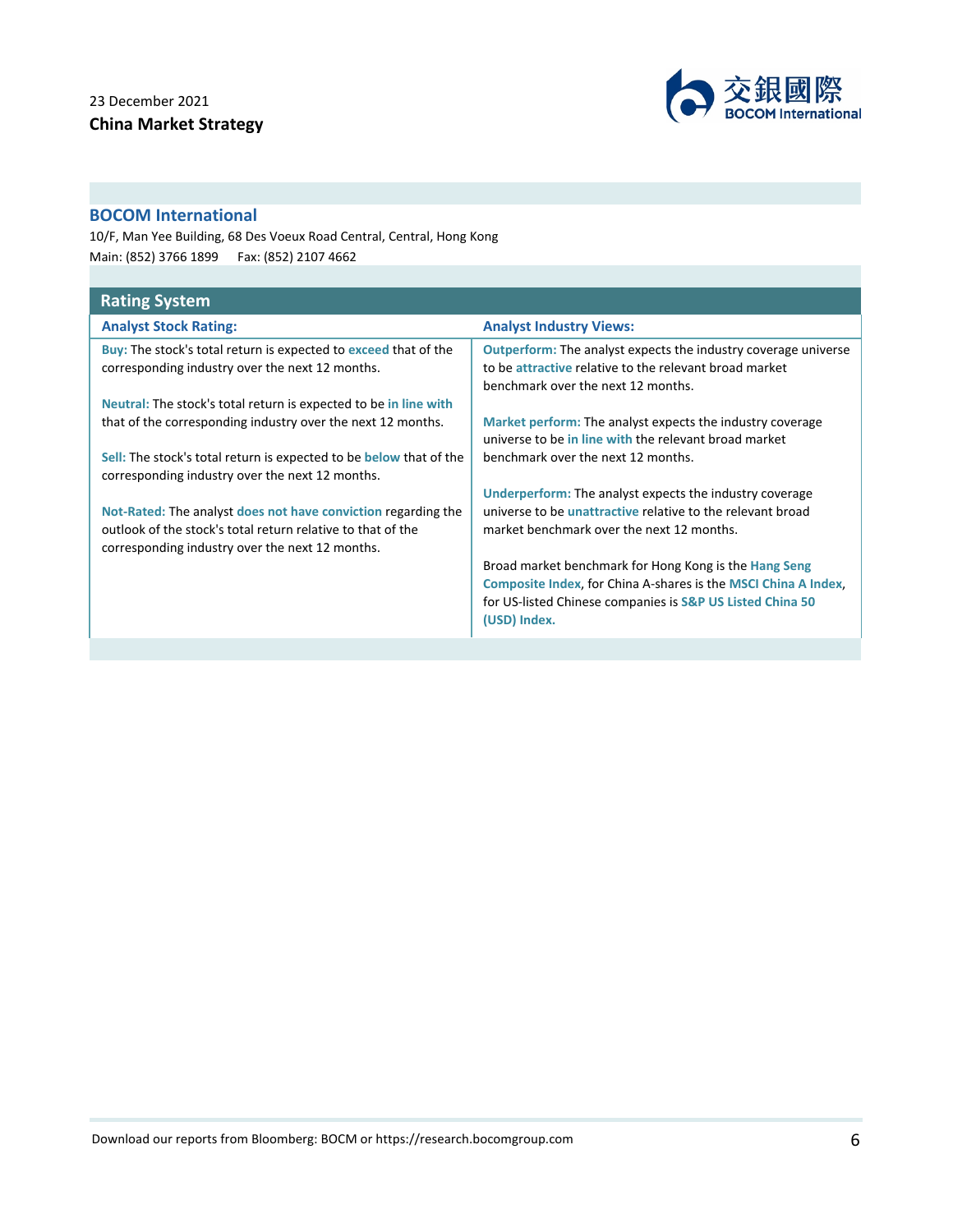## BOCOM International

10/F, Man Yee Building, 68 Des Voeux Road Central, Central, Hong Kong

Main: (852) 3766 1899  Fax: (852) 2107 4662

## Rating System

| Analyst Stock Rating: | Analyst Industry Views: |
|---|---|
| **Buy:** The stock's total return is expected to **exceed** that of the corresponding industry over the next 12 months. | **Outperform:** The analyst expects the industry coverage universe to be **attractive** relative to the relevant broad market benchmark over the next 12 months. |
| **Neutral:** The stock's total return is expected to be **in line with** that of the corresponding industry over the next 12 months. | **Market perform:** The analyst expects the industry coverage universe to be **in line with** the relevant broad market benchmark over the next 12 months. |
| **Sell:** The stock's total return is expected to be **below** that of the corresponding industry over the next 12 months. | **Underperform:** The analyst expects the industry coverage universe to be **unattractive** relative to the relevant broad market benchmark over the next 12 months. |
| **Not-Rated:** The analyst **does not have conviction** regarding the outlook of the stock's total return relative to that of the corresponding industry over the next 12 months. | Broad market benchmark for Hong Kong is the **Hang Seng Composite Index**, for China A-shares is the **MSCI China A Index**, for US-listed Chinese companies is **S&P US Listed China 50 (USD) Index.** |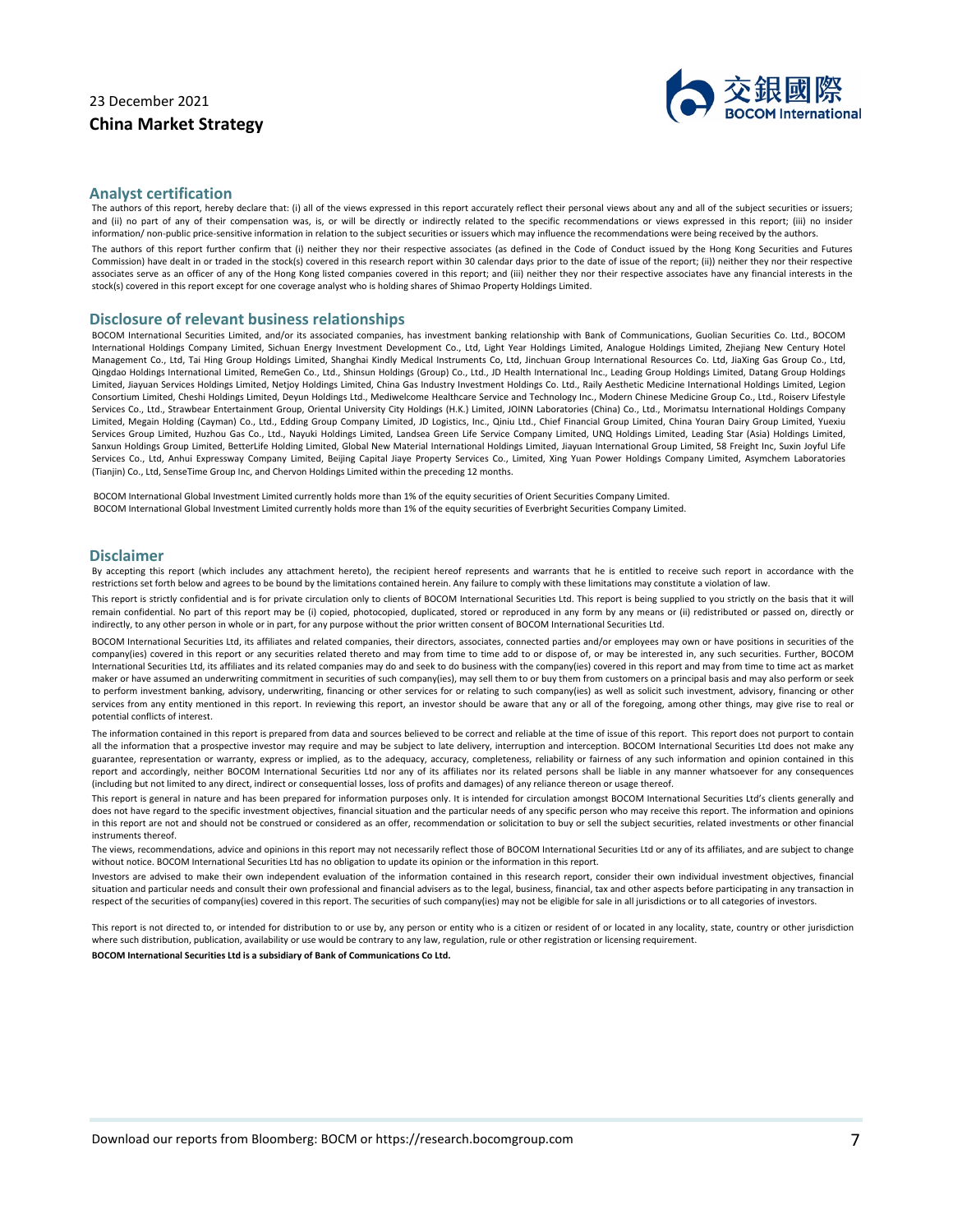## Analyst certification

The authors of this report, hereby declare that: (i) all of the views expressed in this report accurately reflect their personal views about any and all of the subject securities or issuers; and (ii) no part of any of their compensation was, is, or will be directly or indirectly related to the specific recommendations or views expressed in this report; (iii) no insider information/ non-public price-sensitive information in relation to the subject securities or issuers which may influence the recommendations were being received by the authors.

The authors of this report further confirm that (i) neither they nor their respective associates (as defined in the Code of Conduct issued by the Hong Kong Securities and Futures Commission) have dealt in or traded in the stock(s) covered in this research report within 30 calendar days prior to the date of issue of the report; (ii)) neither they nor their respective associates serve as an officer of any of the Hong Kong listed companies covered in this report; and (iii) neither they nor their respective associates have any financial interests in the stock(s) covered in this report except for one coverage analyst who is holding shares of Shimao Property Holdings Limited.

## Disclosure of relevant business relationships

BOCOM International Securities Limited, and/or its associated companies, has investment banking relationship with Bank of Communications, Guolian Securities Co. Ltd., BOCOM International Holdings Company Limited, Sichuan Energy Investment Development Co., Ltd, Light Year Holdings Limited, Analogue Holdings Limited, Zhejiang New Century Hotel Management Co., Ltd, Tai Hing Group Holdings Limited, Shanghai Kindly Medical Instruments Co, Ltd, Jinchuan Group International Resources Co. Ltd, JiaXing Gas Group Co., Ltd, Qingdao Holdings International Limited, RemeGen Co., Ltd., Shinsun Holdings (Group) Co., Ltd., JD Health International Inc., Leading Group Holdings Limited, Datang Group Holdings Limited, Jiayuan Services Holdings Limited, Netjoy Holdings Limited, China Gas Industry Investment Holdings Co. Ltd., Raily Aesthetic Medicine International Holdings Limited, Legion Consortium Limited, Cheshi Holdings Limited, Deyun Holdings Ltd., Mediwelcome Healthcare Service and Technology Inc., Modern Chinese Medicine Group Co., Ltd., Roiserv Lifestyle Services Co., Ltd., Strawbear Entertainment Group, Oriental University City Holdings (H.K.) Limited, JOINN Laboratories (China) Co., Ltd., Morimatsu International Holdings Company Limited, Megain Holding (Cayman) Co., Ltd., Edding Group Company Limited, JD Logistics, Inc., Qiniu Ltd., Chief Financial Group Limited, China Youran Dairy Group Limited, Yuexiu Services Group Limited, Huzhou Gas Co., Ltd., Nayuki Holdings Limited, Landsea Green Life Service Company Limited, UNQ Holdings Limited, Leading Star (Asia) Holdings Limited, Sanxun Holdings Group Limited, BetterLife Holding Limited, Global New Material International Holdings Limited, Jiayuan International Group Limited, 58 Freight Inc, Suxin Joyful Life Services Co., Ltd, Anhui Expressway Company Limited, Beijing Capital Jiaye Property Services Co., Limited, Xing Yuan Power Holdings Company Limited, Asymchem Laboratories (Tianjin) Co., Ltd, SenseTime Group Inc, and Chervon Holdings Limited within the preceding 12 months.

BOCOM International Global Investment Limited currently holds more than 1% of the equity securities of Orient Securities Company Limited.
BOCOM International Global Investment Limited currently holds more than 1% of the equity securities of Everbright Securities Company Limited.

## Disclaimer

By accepting this report (which includes any attachment hereto), the recipient hereof represents and warrants that he is entitled to receive such report in accordance with the restrictions set forth below and agrees to be bound by the limitations contained herein. Any failure to comply with these limitations may constitute a violation of law.

This report is strictly confidential and is for private circulation only to clients of BOCOM International Securities Ltd. This report is being supplied to you strictly on the basis that it will remain confidential. No part of this report may be (i) copied, photocopied, duplicated, stored or reproduced in any form by any means or (ii) redistributed or passed on, directly or indirectly, to any other person in whole or in part, for any purpose without the prior written consent of BOCOM International Securities Ltd.

BOCOM International Securities Ltd, its affiliates and related companies, their directors, associates, connected parties and/or employees may own or have positions in securities of the company(ies) covered in this report or any securities related thereto and may from time to time add to or dispose of, or may be interested in, any such securities. Further, BOCOM International Securities Ltd, its affiliates and its related companies may do and seek to do business with the company(ies) covered in this report and may from time to time act as market maker or have assumed an underwriting commitment in securities of such company(ies), may sell them to or buy them from customers on a principal basis and may also perform or seek to perform investment banking, advisory, underwriting, financing or other services for or relating to such company(ies) as well as solicit such investment, advisory, financing or other services from any entity mentioned in this report. In reviewing this report, an investor should be aware that any or all of the foregoing, among other things, may give rise to real or potential conflicts of interest.

The information contained in this report is prepared from data and sources believed to be correct and reliable at the time of issue of this report. This report does not purport to contain all the information that a prospective investor may require and may be subject to late delivery, interruption and interception. BOCOM International Securities Ltd does not make any guarantee, representation or warranty, express or implied, as to the adequacy, accuracy, completeness, reliability or fairness of any such information and opinion contained in this report and accordingly, neither BOCOM International Securities Ltd nor any of its affiliates nor its related persons shall be liable in any manner whatsoever for any consequences (including but not limited to any direct, indirect or consequential losses, loss of profits and damages) of any reliance thereon or usage thereof.

This report is general in nature and has been prepared for information purposes only. It is intended for circulation amongst BOCOM International Securities Ltd's clients generally and does not have regard to the specific investment objectives, financial situation and the particular needs of any specific person who may receive this report. The information and opinions in this report are not and should not be construed or considered as an offer, recommendation or solicitation to buy or sell the subject securities, related investments or other financial instruments thereof.

The views, recommendations, advice and opinions in this report may not necessarily reflect those of BOCOM International Securities Ltd or any of its affiliates, and are subject to change without notice. BOCOM International Securities Ltd has no obligation to update its opinion or the information in this report.

Investors are advised to make their own independent evaluation of the information contained in this research report, consider their own individual investment objectives, financial situation and particular needs and consult their own professional and financial advisers as to the legal, business, financial, tax and other aspects before participating in any transaction in respect of the securities of company(ies) covered in this report. The securities of such company(ies) may not be eligible for sale in all jurisdictions or to all categories of investors.

This report is not directed to, or intended for distribution to or use by, any person or entity who is a citizen or resident of or located in any locality, state, country or other jurisdiction where such distribution, publication, availability or use would be contrary to any law, regulation, rule or other registration or licensing requirement.

**BOCOM International Securities Ltd is a subsidiary of Bank of Communications Co Ltd.**